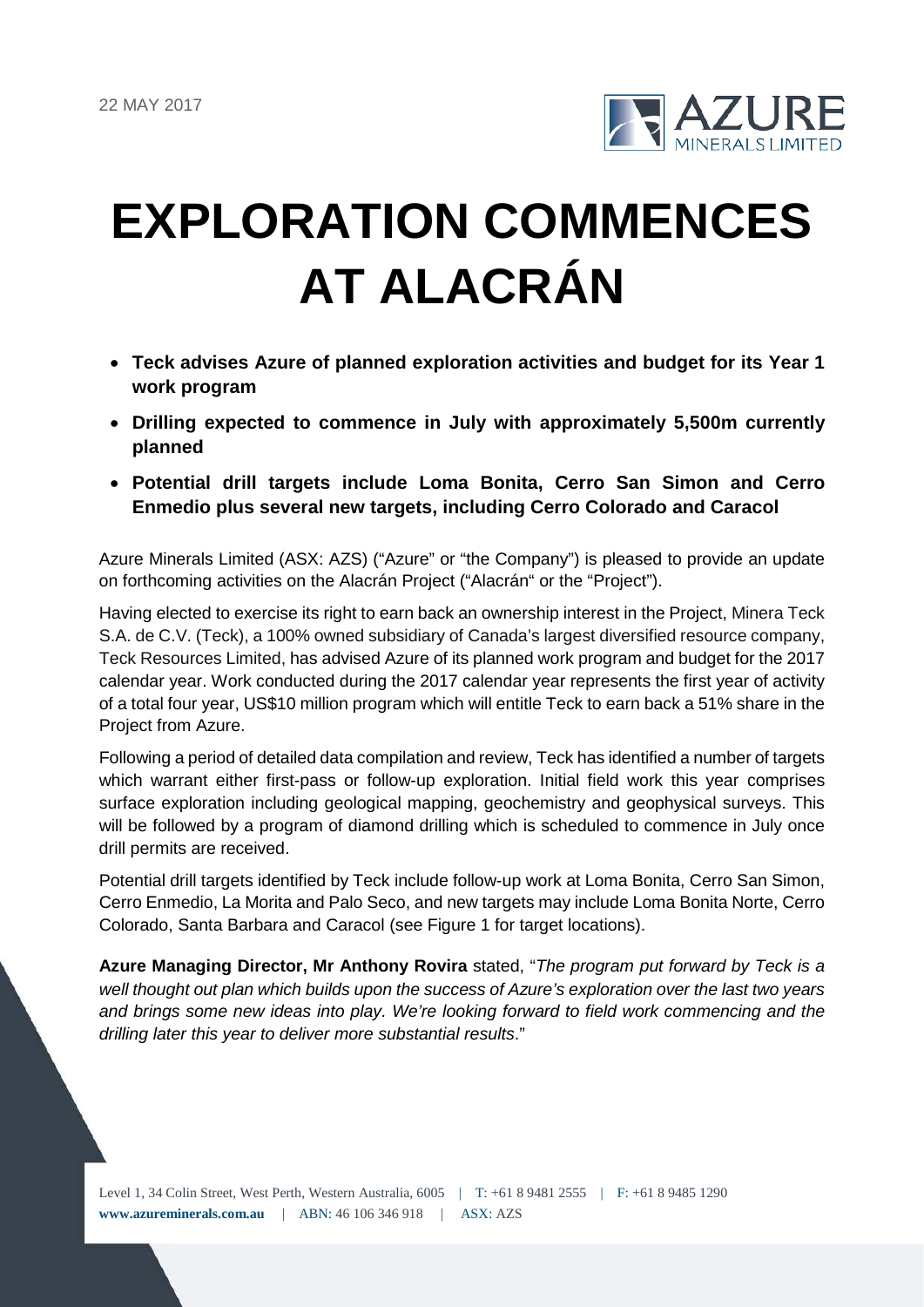22 MAY 2017

# EXPLORATION COMMENCES AT ALACRÁN

- **Teck advises Azure of planned exploration activities and budget for its Year 1 work program**
- **Drilling expected to commence in July with approximately 5,500m currently planned**
- **Potential drill targets include Loma Bonita, Cerro San Simon and Cerro Enmedio plus several new targets, including Cerro Colorado and Caracol**

Azure Minerals Limited (ASX: AZS) ("Azure" or "the Company") is pleased to provide an update on forthcoming activities on the Alacrán Project ("Alacrán" or the "Project").

Having elected to exercise its right to earn back an ownership interest in the Project, Minera Teck S.A. de C.V. (Teck), a 100% owned subsidiary of Canada's largest diversified resource company, Teck Resources Limited, has advised Azure of its planned work program and budget for the 2017 calendar year. Work conducted during the 2017 calendar year represents the first year of activity of a total four year, US$10 million program which will entitle Teck to earn back a 51% share in the Project from Azure.

Following a period of detailed data compilation and review, Teck has identified a number of targets which warrant either first-pass or follow-up exploration. Initial field work this year comprises surface exploration including geological mapping, geochemistry and geophysical surveys. This will be followed by a program of diamond drilling which is scheduled to commence in July once drill permits are received.

Potential drill targets identified by Teck include follow-up work at Loma Bonita, Cerro San Simon, Cerro Enmedio, La Morita and Palo Seco, and new targets may include Loma Bonita Norte, Cerro Colorado, Santa Barbara and Caracol (see Figure 1 for target locations).

**Azure Managing Director, Mr Anthony Rovira** stated, "*The program put forward by Teck is a well thought out plan which builds upon the success of Azure's exploration over the last two years and brings some new ideas into play. We're looking forward to field work commencing and the drilling later this year to deliver more substantial results*."

Level 1, 34 Colin Street, West Perth, Western Australia, 6005 | T: +61 8 9481 2555 | F: +61 8 9485 1290
**www.azureminerals.com.au** | ABN: 46 106 346 918 | ASX: AZS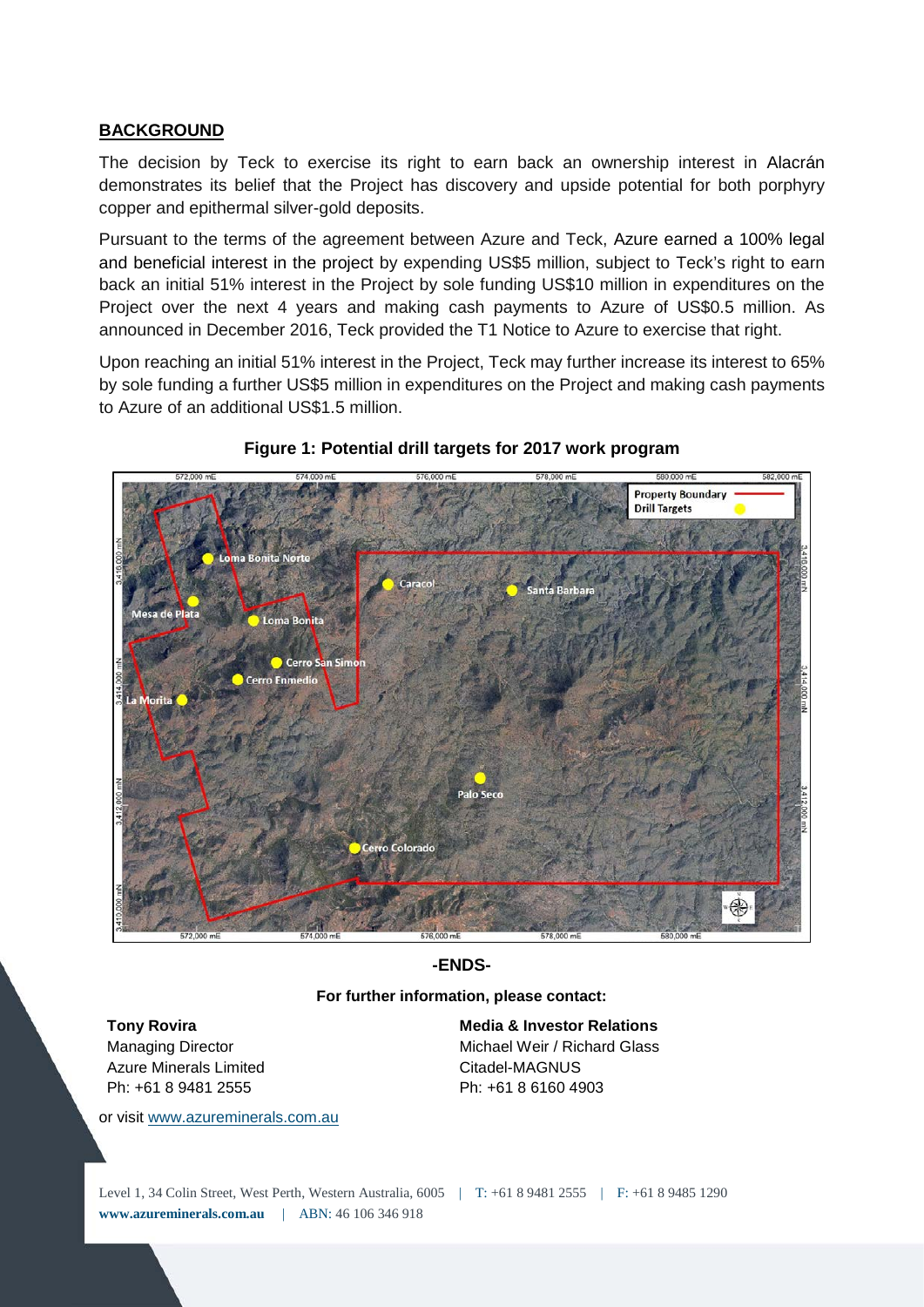## **BACKGROUND**

The decision by Teck to exercise its right to earn back an ownership interest in Alacrán demonstrates its belief that the Project has discovery and upside potential for both porphyry copper and epithermal silver-gold deposits.

Pursuant to the terms of the agreement between Azure and Teck, Azure earned a 100% legal and beneficial interest in the project by expending US$5 million, subject to Teck's right to earn back an initial 51% interest in the Project by sole funding US$10 million in expenditures on the Project over the next 4 years and making cash payments to Azure of US$0.5 million. As announced in December 2016, Teck provided the T1 Notice to Azure to exercise that right.

Upon reaching an initial 51% interest in the Project, Teck may further increase its interest to 65% by sole funding a further US$5 million in expenditures on the Project and making cash payments to Azure of an additional US$1.5 million.

**Figure 1: Potential drill targets for 2017 work program**

Property Boundary
Drill Targets
Loma Bonita Norte
Mesa de Plata
Loma Bonita
Caracol
Santa Barbara
Cerro San Simon
Cerro Enmedio
La Morita
Palo Seco
Cerro Colorado
572,000 mE
574,000 mE
576,000 mE
578,000 mE
580,000 mE
582,000 mE
3,416,000 mN
3,414,000 mN
3,412,000 mN
3,410,000 mN

**-ENDS-**

**For further information, please contact:**

**Tony Rovira**
Managing Director
Azure Minerals Limited
Ph: +61 8 9481 2555

**Media & Investor Relations**
Michael Weir / Richard Glass
Citadel-MAGNUS
Ph: +61 8 6160 4903

or visit [www.azureminerals.com.au](http://www.azureminerals.com.au)

Level 1, 34 Colin Street, West Perth, Western Australia, 6005 | T: +61 8 9481 2555 | F: +61 8 9485 1290
**www.azureminerals.com.au** | ABN: 46 106 346 918